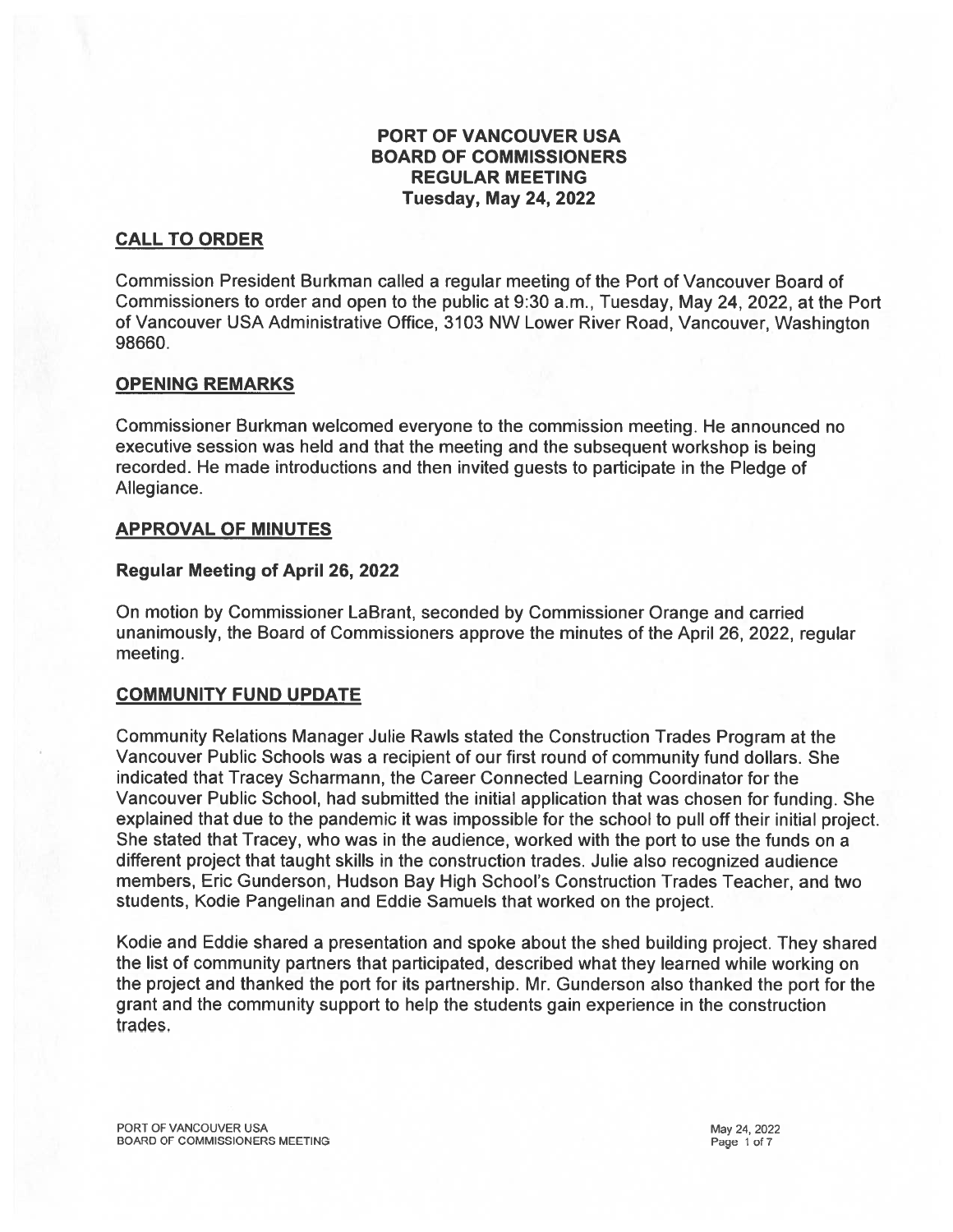# PORT OF VANCOUVER USA
# BOARD OF COMMISSIONERS
# REGULAR MEETING
# Tuesday, May 24, 2022

## CALL TO ORDER

Commission President Burkman called a regular meeting of the Port of Vancouver Board of Commissioners to order and open to the public at 9:30 a.m., Tuesday, May 24, 2022, at the Port of Vancouver USA Administrative Office, 3103 NW Lower River Road, Vancouver, Washington 98660.

## OPENING REMARKS

Commissioner Burkman welcomed everyone to the commission meeting. He announced no executive session was held and that the meeting and the subsequent workshop is being recorded. He made introductions and then invited guests to participate in the Pledge of Allegiance.

## APPROVAL OF MINUTES

### Regular Meeting of April 26, 2022

On motion by Commissioner LaBrant, seconded by Commissioner Orange and carried unanimously, the Board of Commissioners approve the minutes of the April 26, 2022, regular meeting.

## COMMUNITY FUND UPDATE

Community Relations Manager Julie Rawls stated the Construction Trades Program at the Vancouver Public Schools was a recipient of our first round of community fund dollars. She indicated that Tracey Scharmann, the Career Connected Learning Coordinator for the Vancouver Public School, had submitted the initial application that was chosen for funding. She explained that due to the pandemic it was impossible for the school to pull off their initial project. She stated that Tracey, who was in the audience, worked with the port to use the funds on a different project that taught skills in the construction trades. Julie also recognized audience members, Eric Gunderson, Hudson Bay High School's Construction Trades Teacher, and two students, Kodie Pangelinan and Eddie Samuels that worked on the project.

Kodie and Eddie shared a presentation and spoke about the shed building project. They shared the list of community partners that participated, described what they learned while working on the project and thanked the port for its partnership. Mr. Gunderson also thanked the port for the grant and the community support to help the students gain experience in the construction trades.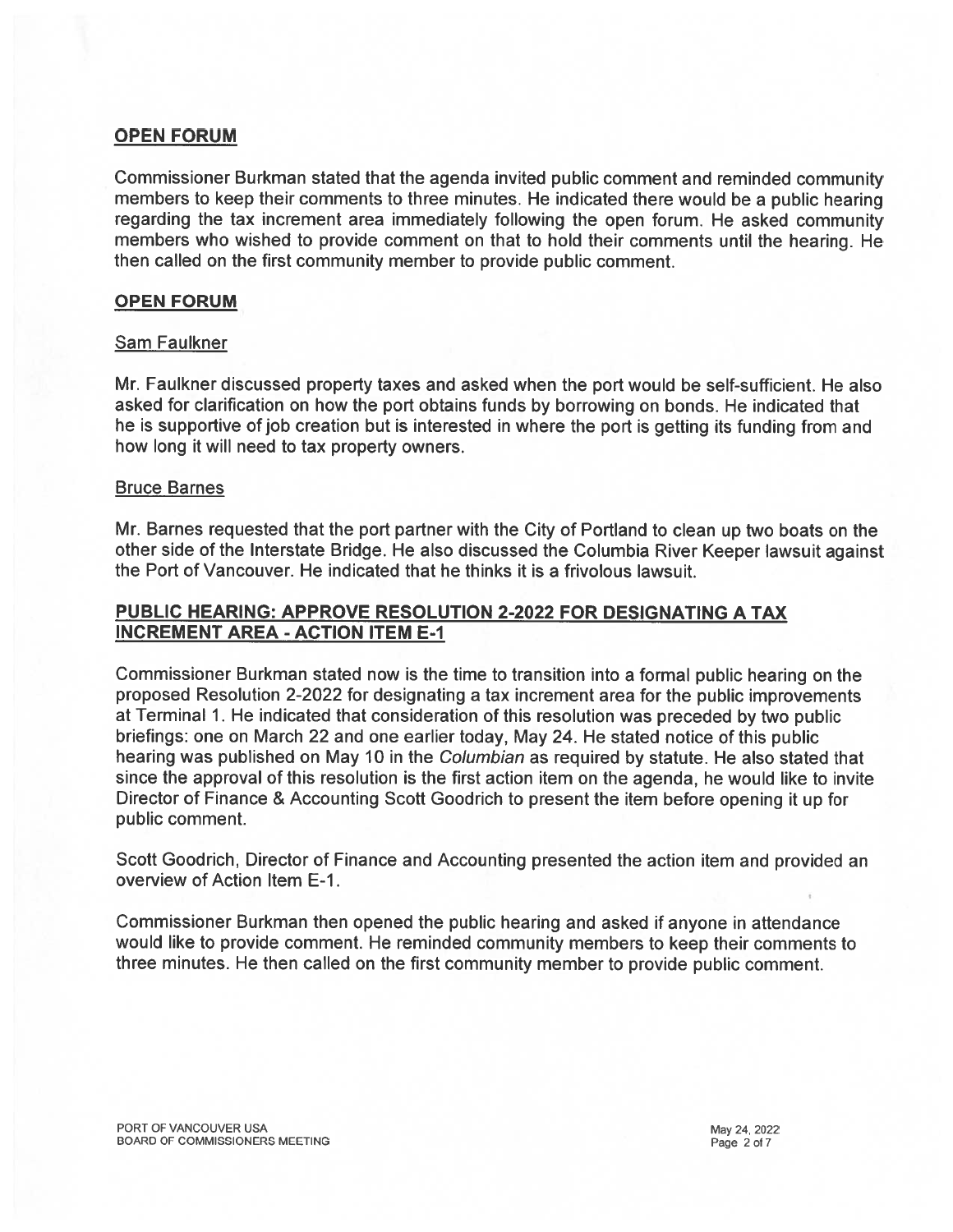## OPEN FORUM

Commissioner Burkman stated that the agenda invited public comment and reminded community members to keep their comments to three minutes. He indicated there would be a public hearing regarding the tax increment area immediately following the open forum. He asked community members who wished to provide comment on that to hold their comments until the hearing. He then called on the first community member to provide public comment.

## OPEN FORUM

### Sam Faulkner

Mr. Faulkner discussed property taxes and asked when the port would be self-sufficient. He also asked for clarification on how the port obtains funds by borrowing on bonds. He indicated that he is supportive of job creation but is interested in where the port is getting its funding from and how long it will need to tax property owners.

### Bruce Barnes

Mr. Barnes requested that the port partner with the City of Portland to clean up two boats on the other side of the Interstate Bridge. He also discussed the Columbia River Keeper lawsuit against the Port of Vancouver. He indicated that he thinks it is a frivolous lawsuit.

## PUBLIC HEARING: APPROVE RESOLUTION 2-2022 FOR DESIGNATING A TAX INCREMENT AREA - ACTION ITEM E-1

Commissioner Burkman stated now is the time to transition into a formal public hearing on the proposed Resolution 2-2022 for designating a tax increment area for the public improvements at Terminal 1. He indicated that consideration of this resolution was preceded by two public briefings: one on March 22 and one earlier today, May 24. He stated notice of this public hearing was published on May 10 in the *Columbian* as required by statute. He also stated that since the approval of this resolution is the first action item on the agenda, he would like to invite Director of Finance & Accounting Scott Goodrich to present the item before opening it up for public comment.

Scott Goodrich, Director of Finance and Accounting presented the action item and provided an overview of Action Item E-1.

Commissioner Burkman then opened the public hearing and asked if anyone in attendance would like to provide comment. He reminded community members to keep their comments to three minutes. He then called on the first community member to provide public comment.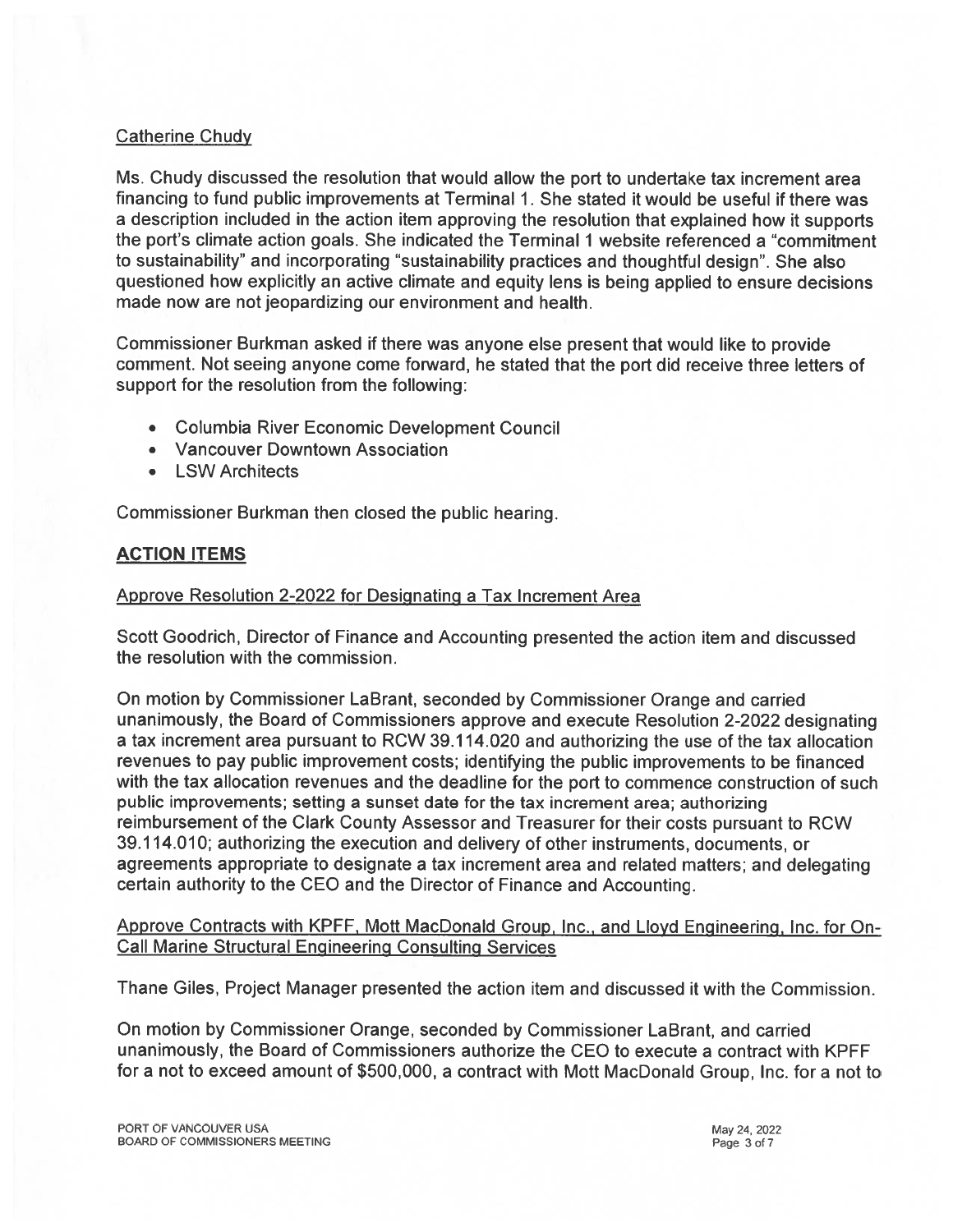Catherine Chudy

Ms. Chudy discussed the resolution that would allow the port to undertake tax increment area financing to fund public improvements at Terminal 1. She stated it would be useful if there was a description included in the action item approving the resolution that explained how it supports the port's climate action goals. She indicated the Terminal 1 website referenced a "commitment to sustainability" and incorporating "sustainability practices and thoughtful design". She also questioned how explicitly an active climate and equity lens is being applied to ensure decisions made now are not jeopardizing our environment and health.

Commissioner Burkman asked if there was anyone else present that would like to provide comment. Not seeing anyone come forward, he stated that the port did receive three letters of support for the resolution from the following:

- Columbia River Economic Development Council
- Vancouver Downtown Association
- LSW Architects

Commissioner Burkman then closed the public hearing.

## ACTION ITEMS

Approve Resolution 2-2022 for Designating a Tax Increment Area

Scott Goodrich, Director of Finance and Accounting presented the action item and discussed the resolution with the commission.

On motion by Commissioner LaBrant, seconded by Commissioner Orange and carried unanimously, the Board of Commissioners approve and execute Resolution 2-2022 designating a tax increment area pursuant to RCW 39.114.020 and authorizing the use of the tax allocation revenues to pay public improvement costs; identifying the public improvements to be financed with the tax allocation revenues and the deadline for the port to commence construction of such public improvements; setting a sunset date for the tax increment area; authorizing reimbursement of the Clark County Assessor and Treasurer for their costs pursuant to RCW 39.114.010; authorizing the execution and delivery of other instruments, documents, or agreements appropriate to designate a tax increment area and related matters; and delegating certain authority to the CEO and the Director of Finance and Accounting.

Approve Contracts with KPFF, Mott MacDonald Group, Inc., and Lloyd Engineering, Inc. for On-Call Marine Structural Engineering Consulting Services

Thane Giles, Project Manager presented the action item and discussed it with the Commission.

On motion by Commissioner Orange, seconded by Commissioner LaBrant, and carried unanimously, the Board of Commissioners authorize the CEO to execute a contract with KPFF for a not to exceed amount of $500,000, a contract with Mott MacDonald Group, Inc. for a not to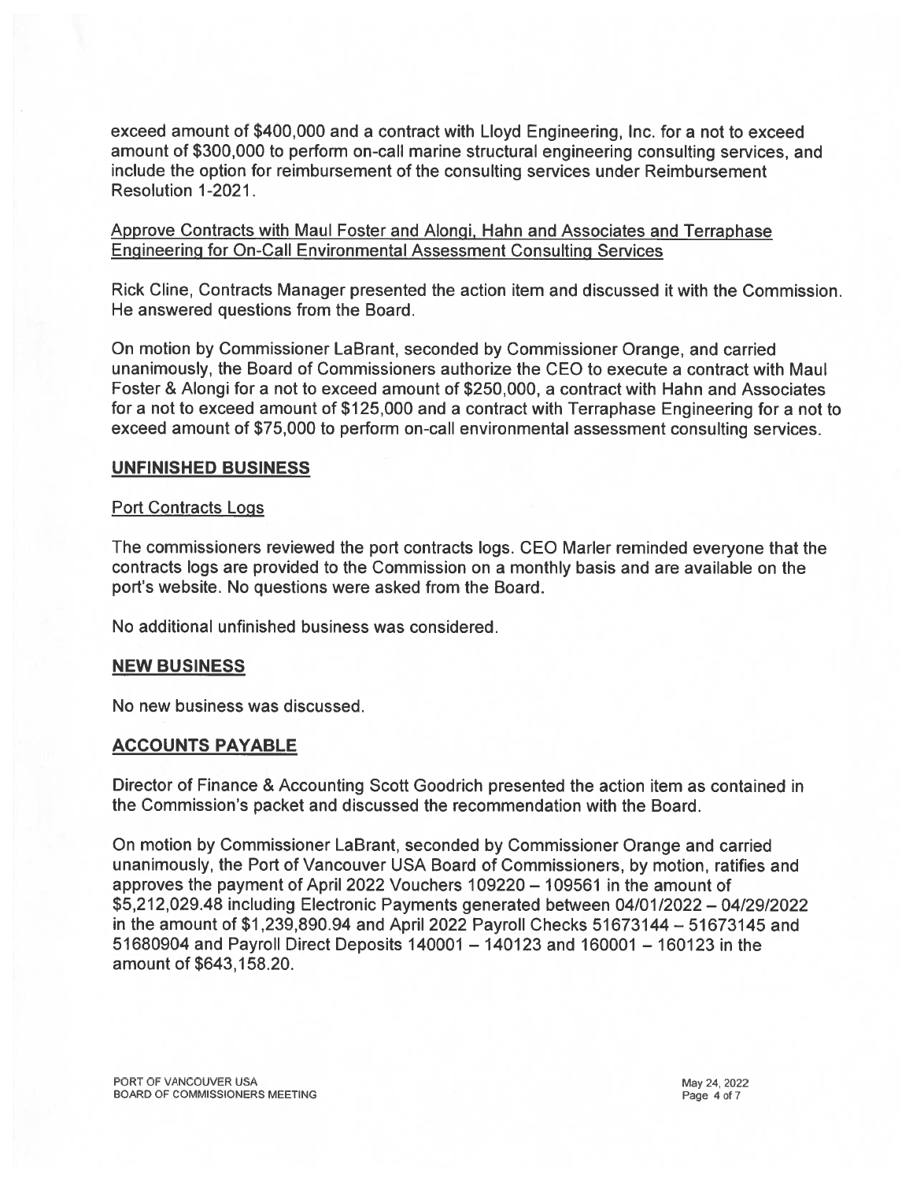exceed amount of $400,000 and a contract with Lloyd Engineering, Inc. for a not to exceed amount of $300,000 to perform on-call marine structural engineering consulting services, and include the option for reimbursement of the consulting services under Reimbursement Resolution 1-2021.

<u>Approve Contracts with Maul Foster and Alongi, Hahn and Associates and Terraphase Engineering for On-Call Environmental Assessment Consulting Services</u>

Rick Cline, Contracts Manager presented the action item and discussed it with the Commission. He answered questions from the Board.

On motion by Commissioner LaBrant, seconded by Commissioner Orange, and carried unanimously, the Board of Commissioners authorize the CEO to execute a contract with Maul Foster & Alongi for a not to exceed amount of $250,000, a contract with Hahn and Associates for a not to exceed amount of $125,000 and a contract with Terraphase Engineering for a not to exceed amount of $75,000 to perform on-call environmental assessment consulting services.

## UNFINISHED BUSINESS

<u>Port Contracts Logs</u>

The commissioners reviewed the port contracts logs. CEO Marler reminded everyone that the contracts logs are provided to the Commission on a monthly basis and are available on the port's website. No questions were asked from the Board.

No additional unfinished business was considered.

## NEW BUSINESS

No new business was discussed.

## ACCOUNTS PAYABLE

Director of Finance & Accounting Scott Goodrich presented the action item as contained in the Commission's packet and discussed the recommendation with the Board.

On motion by Commissioner LaBrant, seconded by Commissioner Orange and carried unanimously, the Port of Vancouver USA Board of Commissioners, by motion, ratifies and approves the payment of April 2022 Vouchers 109220 – 109561 in the amount of $5,212,029.48 including Electronic Payments generated between 04/01/2022 – 04/29/2022 in the amount of $1,239,890.94 and April 2022 Payroll Checks 51673144 – 51673145 and 51680904 and Payroll Direct Deposits 140001 – 140123 and 160001 – 160123 in the amount of $643,158.20.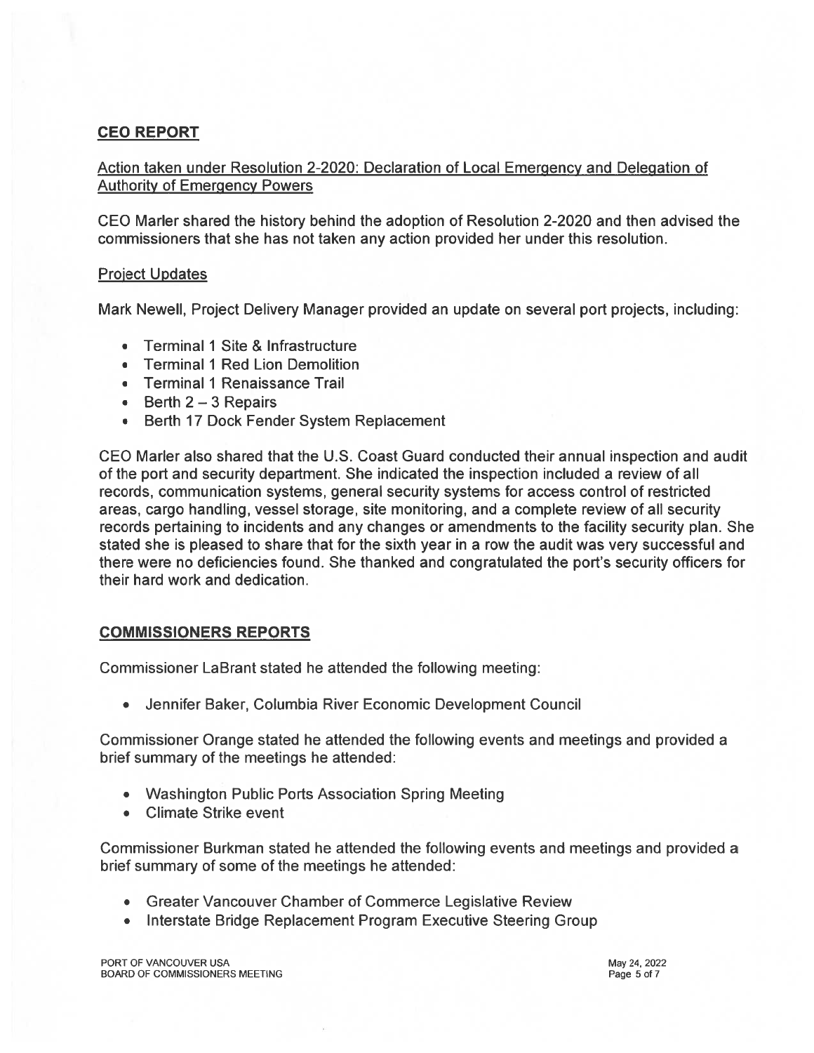## CEO REPORT

Action taken under Resolution 2-2020: Declaration of Local Emergency and Delegation of Authority of Emergency Powers

CEO Marler shared the history behind the adoption of Resolution 2-2020 and then advised the commissioners that she has not taken any action provided her under this resolution.

Project Updates

Mark Newell, Project Delivery Manager provided an update on several port projects, including:

- Terminal 1 Site & Infrastructure
- Terminal 1 Red Lion Demolition
- Terminal 1 Renaissance Trail
- Berth 2 – 3 Repairs
- Berth 17 Dock Fender System Replacement

CEO Marler also shared that the U.S. Coast Guard conducted their annual inspection and audit of the port and security department. She indicated the inspection included a review of all records, communication systems, general security systems for access control of restricted areas, cargo handling, vessel storage, site monitoring, and a complete review of all security records pertaining to incidents and any changes or amendments to the facility security plan. She stated she is pleased to share that for the sixth year in a row the audit was very successful and there were no deficiencies found. She thanked and congratulated the port's security officers for their hard work and dedication.

## COMMISSIONERS REPORTS

Commissioner LaBrant stated he attended the following meeting:

- Jennifer Baker, Columbia River Economic Development Council

Commissioner Orange stated he attended the following events and meetings and provided a brief summary of the meetings he attended:

- Washington Public Ports Association Spring Meeting
- Climate Strike event

Commissioner Burkman stated he attended the following events and meetings and provided a brief summary of some of the meetings he attended:

- Greater Vancouver Chamber of Commerce Legislative Review
- Interstate Bridge Replacement Program Executive Steering Group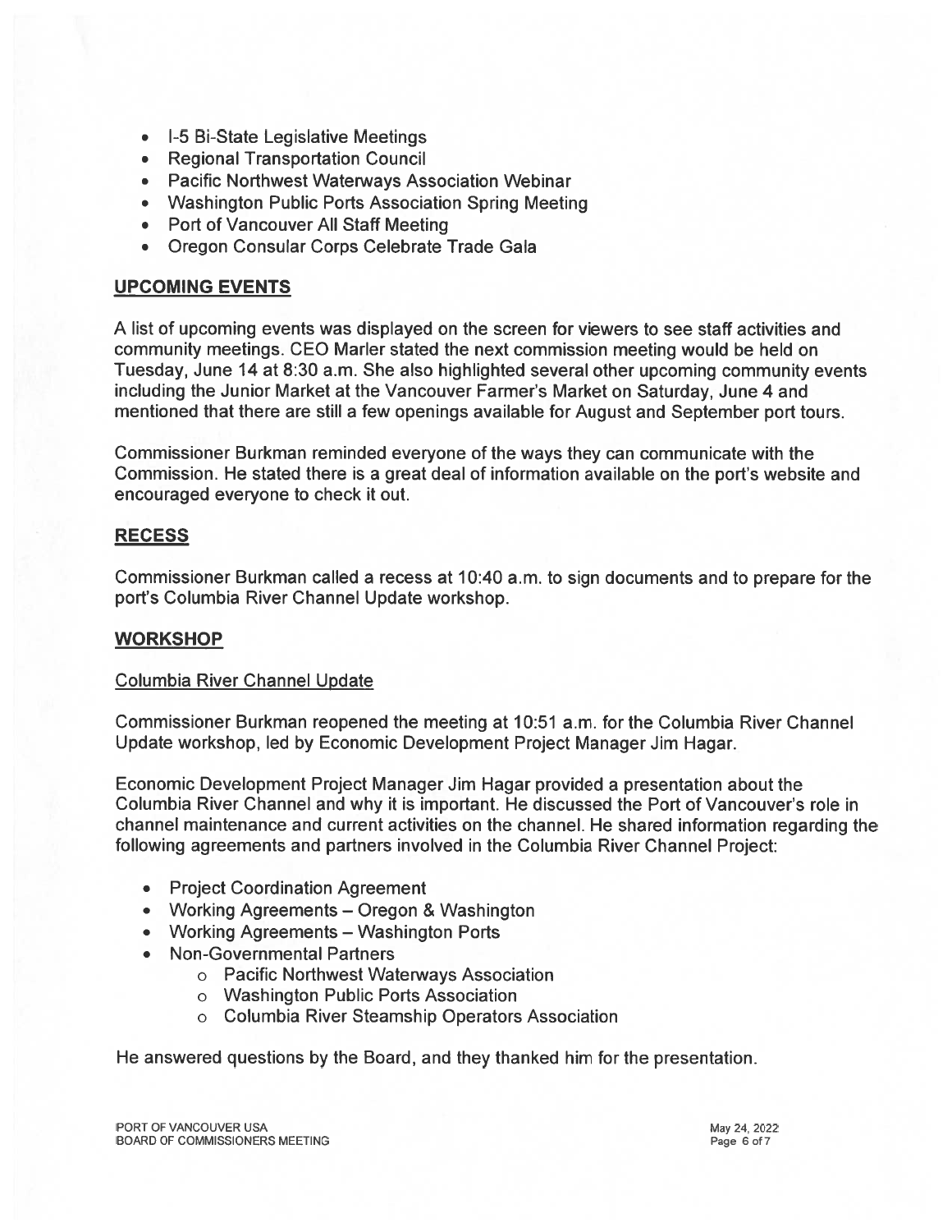- I-5 Bi-State Legislative Meetings
- Regional Transportation Council
- Pacific Northwest Waterways Association Webinar
- Washington Public Ports Association Spring Meeting
- Port of Vancouver All Staff Meeting
- Oregon Consular Corps Celebrate Trade Gala

## UPCOMING EVENTS

A list of upcoming events was displayed on the screen for viewers to see staff activities and community meetings. CEO Marler stated the next commission meeting would be held on Tuesday, June 14 at 8:30 a.m. She also highlighted several other upcoming community events including the Junior Market at the Vancouver Farmer's Market on Saturday, June 4 and mentioned that there are still a few openings available for August and September port tours.

Commissioner Burkman reminded everyone of the ways they can communicate with the Commission. He stated there is a great deal of information available on the port's website and encouraged everyone to check it out.

## RECESS

Commissioner Burkman called a recess at 10:40 a.m. to sign documents and to prepare for the port's Columbia River Channel Update workshop.

## WORKSHOP

### Columbia River Channel Update

Commissioner Burkman reopened the meeting at 10:51 a.m. for the Columbia River Channel Update workshop, led by Economic Development Project Manager Jim Hagar.

Economic Development Project Manager Jim Hagar provided a presentation about the Columbia River Channel and why it is important. He discussed the Port of Vancouver's role in channel maintenance and current activities on the channel. He shared information regarding the following agreements and partners involved in the Columbia River Channel Project:

- Project Coordination Agreement
- Working Agreements – Oregon & Washington
- Working Agreements – Washington Ports
- Non-Governmental Partners
  - Pacific Northwest Waterways Association
  - Washington Public Ports Association
  - Columbia River Steamship Operators Association

He answered questions by the Board, and they thanked him for the presentation.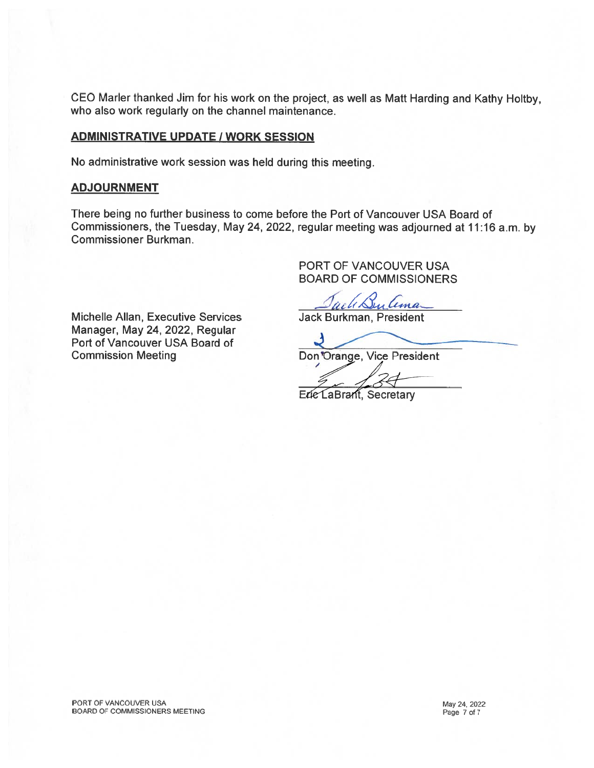CEO Marler thanked Jim for his work on the project, as well as Matt Harding and Kathy Holtby, who also work regularly on the channel maintenance.

## ADMINISTRATIVE UPDATE / WORK SESSION

No administrative work session was held during this meeting.

## ADJOURNMENT

There being no further business to come before the Port of Vancouver USA Board of Commissioners, the Tuesday, May 24, 2022, regular meeting was adjourned at 11:16 a.m. by Commissioner Burkman.

PORT OF VANCOUVER USA
BOARD OF COMMISSIONERS

Michelle Allan, Executive Services Manager, May 24, 2022, Regular Port of Vancouver USA Board of Commission Meeting

Jack Burkman, President

Don Orange, Vice President

Eric LaBrant, Secretary